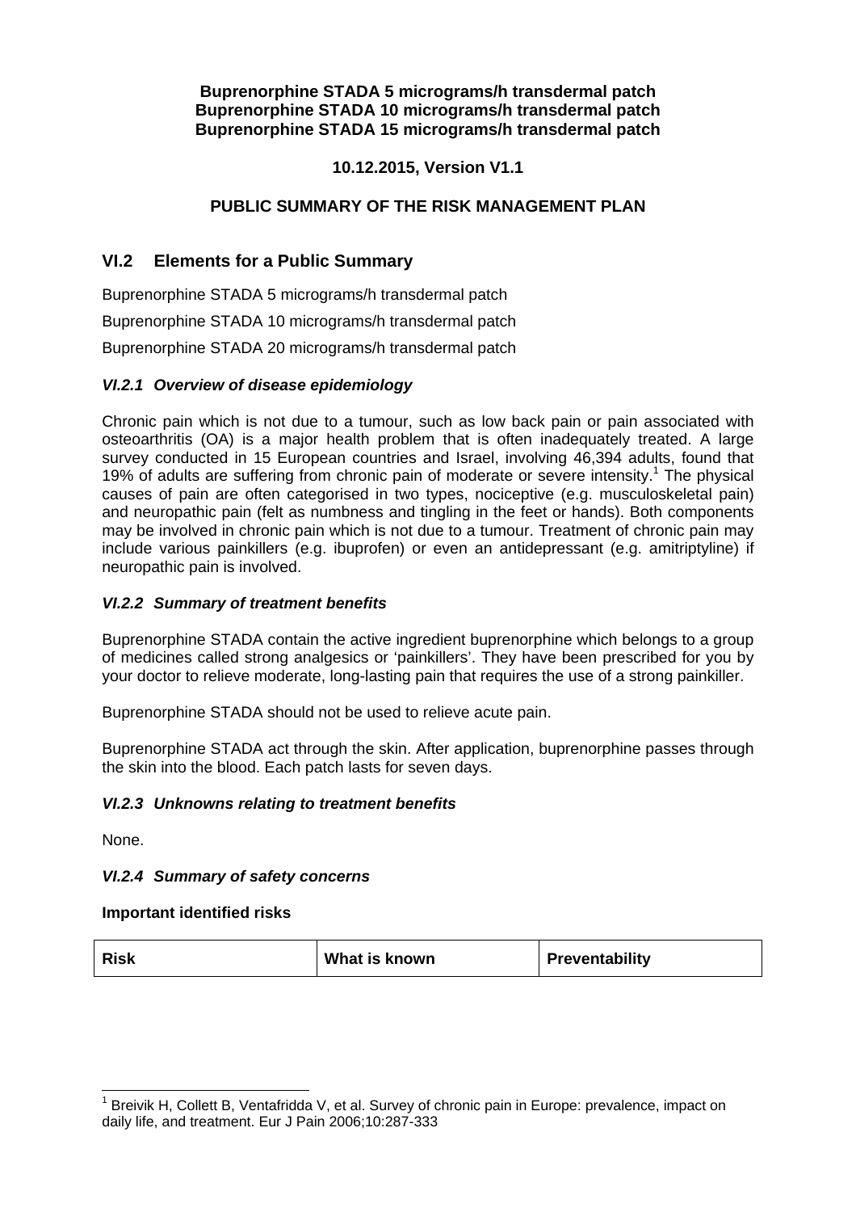**Buprenorphine STADA 5 micrograms/h transdermal patch**
**Buprenorphine STADA 10 micrograms/h transdermal patch**
**Buprenorphine STADA 15 micrograms/h transdermal patch**

**10.12.2015, Version V1.1**

**PUBLIC SUMMARY OF THE RISK MANAGEMENT PLAN**

## VI.2 Elements for a Public Summary

Buprenorphine STADA 5 micrograms/h transdermal patch

Buprenorphine STADA 10 micrograms/h transdermal patch

Buprenorphine STADA 20 micrograms/h transdermal patch

### *VI.2.1 Overview of disease epidemiology*

Chronic pain which is not due to a tumour, such as low back pain or pain associated with osteoarthritis (OA) is a major health problem that is often inadequately treated. A large survey conducted in 15 European countries and Israel, involving 46,394 adults, found that 19% of adults are suffering from chronic pain of moderate or severe intensity.[1] The physical causes of pain are often categorised in two types, nociceptive (e.g. musculoskeletal pain) and neuropathic pain (felt as numbness and tingling in the feet or hands). Both components may be involved in chronic pain which is not due to a tumour. Treatment of chronic pain may include various painkillers (e.g. ibuprofen) or even an antidepressant (e.g. amitriptyline) if neuropathic pain is involved.

### *VI.2.2 Summary of treatment benefits*

Buprenorphine STADA contain the active ingredient buprenorphine which belongs to a group of medicines called strong analgesics or 'painkillers'. They have been prescribed for you by your doctor to relieve moderate, long-lasting pain that requires the use of a strong painkiller.

Buprenorphine STADA should not be used to relieve acute pain.

Buprenorphine STADA act through the skin. After application, buprenorphine passes through the skin into the blood. Each patch lasts for seven days.

### *VI.2.3 Unknowns relating to treatment benefits*

None.

### *VI.2.4 Summary of safety concerns*

**Important identified risks**

| Risk | What is known | Preventability |
|---|---|---|

[1] Breivik H, Collett B, Ventafridda V, et al. Survey of chronic pain in Europe: prevalence, impact on daily life, and treatment. Eur J Pain 2006;10:287-333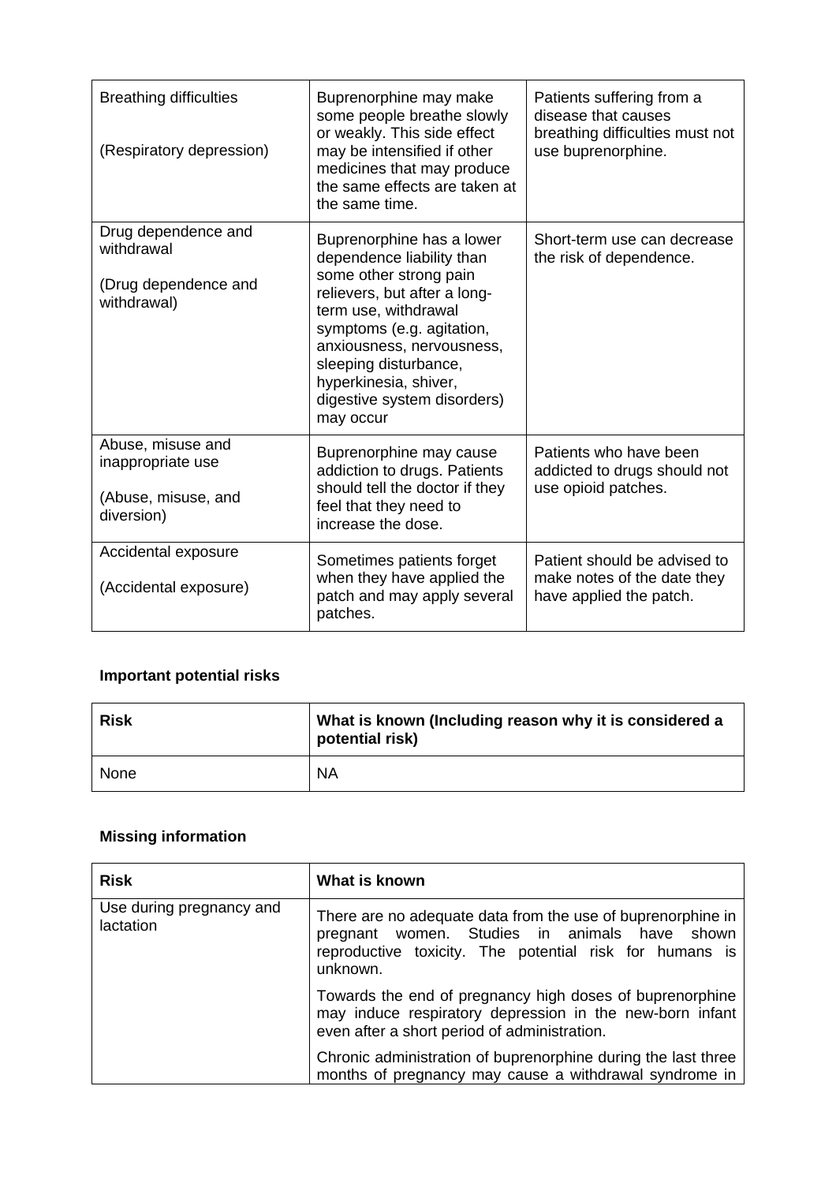| | | |
|---|---|---|
| Breathing difficulties<br><br>(Respiratory depression) | Buprenorphine may make some people breathe slowly or weakly. This side effect may be intensified if other medicines that may produce the same effects are taken at the same time. | Patients suffering from a disease that causes breathing difficulties must not use buprenorphine. |
| Drug dependence and withdrawal<br><br>(Drug dependence and withdrawal) | Buprenorphine has a lower dependence liability than some other strong pain relievers, but after a long-term use, withdrawal symptoms (e.g. agitation, anxiousness, nervousness, sleeping disturbance, hyperkinesia, shiver, digestive system disorders) may occur | Short-term use can decrease the risk of dependence. |
| Abuse, misuse and inappropriate use<br><br>(Abuse, misuse, and diversion) | Buprenorphine may cause addiction to drugs. Patients should tell the doctor if they feel that they need to increase the dose. | Patients who have been addicted to drugs should not use opioid patches. |
| Accidental exposure<br><br>(Accidental exposure) | Sometimes patients forget when they have applied the patch and may apply several patches. | Patient should be advised to make notes of the date they have applied the patch. |

**Important potential risks**

| Risk | What is known (Including reason why it is considered a potential risk) |
|---|---|
| None | NA |

**Missing information**

| Risk | What is known |
|---|---|
| Use during pregnancy and lactation | There are no adequate data from the use of buprenorphine in pregnant women. Studies in animals have shown reproductive toxicity. The potential risk for humans is unknown.<br><br>Towards the end of pregnancy high doses of buprenorphine may induce respiratory depression in the new-born infant even after a short period of administration.<br><br>Chronic administration of buprenorphine during the last three months of pregnancy may cause a withdrawal syndrome in |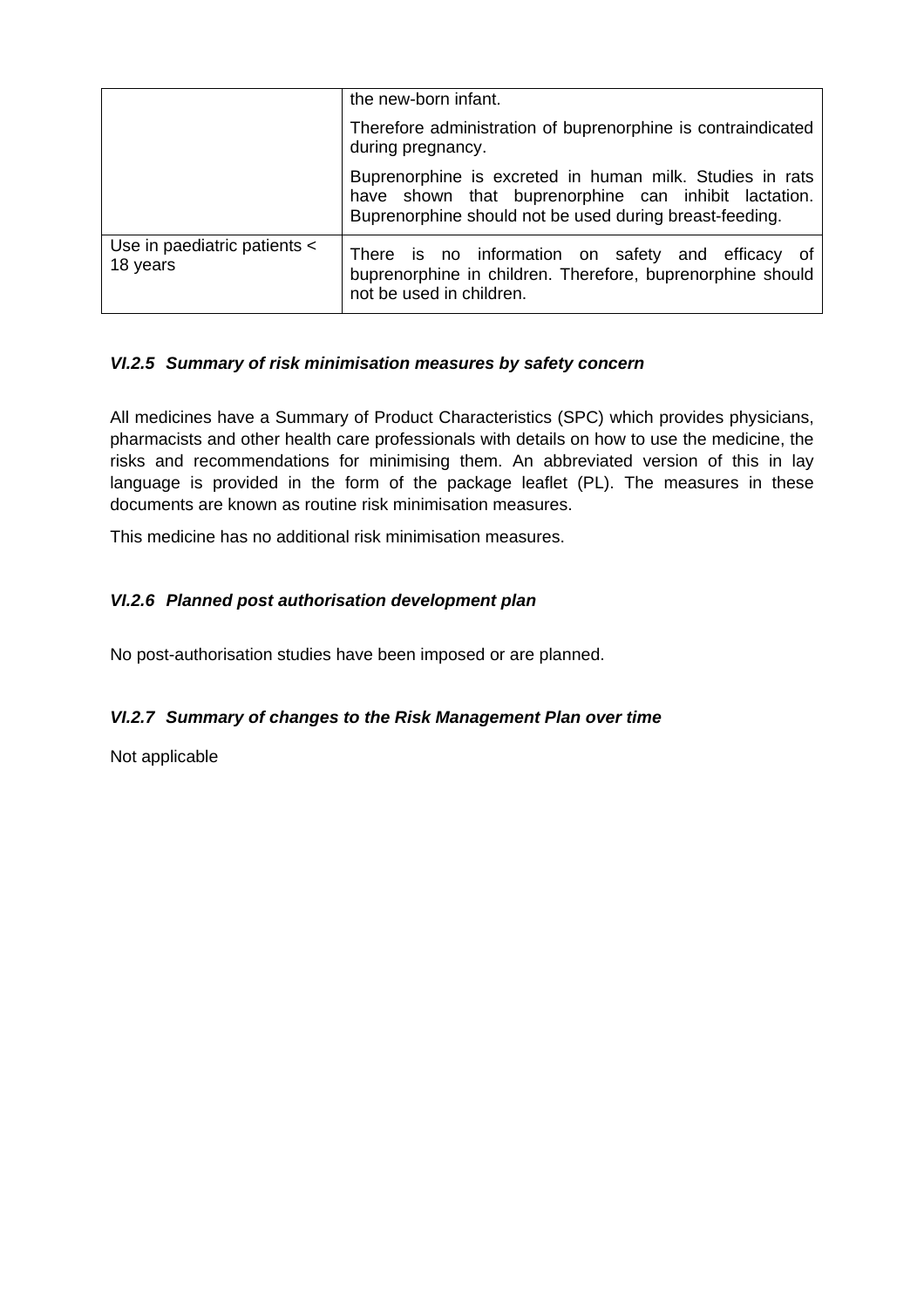| | |
|---|---|
| | the new-born infant.<br><br>Therefore administration of buprenorphine is contraindicated during pregnancy.<br><br>Buprenorphine is excreted in human milk. Studies in rats have shown that buprenorphine can inhibit lactation. Buprenorphine should not be used during breast-feeding. |
| Use in paediatric patients < 18 years | There is no information on safety and efficacy of buprenorphine in children. Therefore, buprenorphine should not be used in children. |

### *VI.2.5 Summary of risk minimisation measures by safety concern*

All medicines have a Summary of Product Characteristics (SPC) which provides physicians, pharmacists and other health care professionals with details on how to use the medicine, the risks and recommendations for minimising them. An abbreviated version of this in lay language is provided in the form of the package leaflet (PL). The measures in these documents are known as routine risk minimisation measures.

This medicine has no additional risk minimisation measures.

### *VI.2.6 Planned post authorisation development plan*

No post-authorisation studies have been imposed or are planned.

### *VI.2.7 Summary of changes to the Risk Management Plan over time*

Not applicable